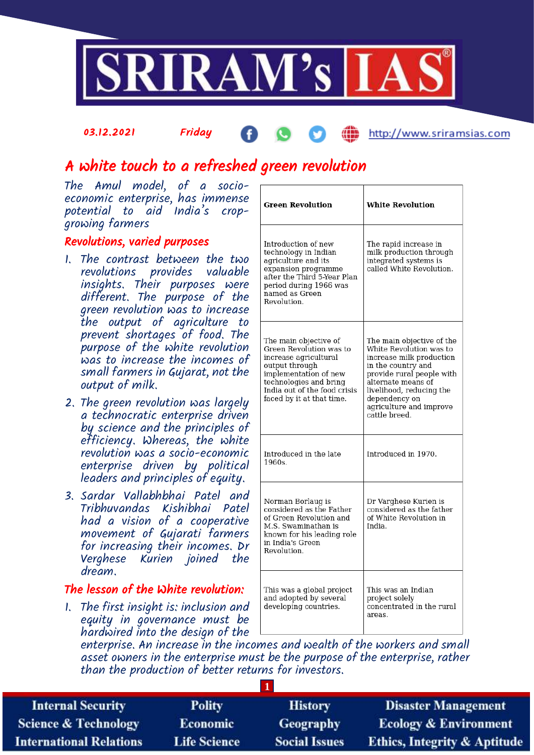03.12.2021 Friday http://www.sriramsias.com

# A white touch to a refreshed green revolution

*The Amul model, of a socio-economic enterprise, has immense potential to aid India's crop-growing farmers*

## Revolutions, varied purposes

1. The contrast between the two revolutions provides valuable insights. Their purposes were different. The purpose of the green revolution was to increase the output of agriculture to prevent shortages of food. The purpose of the white revolution was to increase the incomes of small farmers in Gujarat, not the output of milk.
2. The green revolution was largely a technocratic enterprise driven by science and the principles of efficiency. Whereas, the white revolution was a socio-economic enterprise driven by political leaders and principles of equity.
3. Sardar Vallabhbhai Patel and Tribhuvandas Kishibhai Patel had a vision of a cooperative movement of Gujarati farmers for increasing their incomes. Dr Verghese Kurien joined the dream.

| Green Revolution | White Revolution |
|---|---|
| Introduction of new technology in Indian agriculture and its expansion programme after the Third 5-Year Plan period during 1966 was named as Green Revolution. | The rapid increase in milk production through integrated systems is called White Revolution. |
| The main objective of Green Revolution was to increase agricultural output through implementation of new technologies and bring India out of the food crisis faced by it at that time. | The main objective of the White Revolution was to increase milk production in the country and provide rural people with alternate means of livelihood, reducing the dependency on agriculture and improve cattle breed. |
| Introduced in the late 1960s. | Introduced in 1970. |
| Norman Borlaug is considered as the Father of Green Revolution and M.S. Swaminathan is known for his leading role in India's Green Revolution. | Dr Varghese Kurien is considered as the father of White Revolution in India. |
| This was a global project and adopted by several developing countries. | This was an Indian project solely concentrated in the rural areas. |

## The lesson of the White revolution:

1. The first insight is: inclusion and equity in governance must be hardwired into the design of the enterprise. An increase in the incomes and wealth of the workers and small asset owners in the enterprise must be the purpose of the enterprise, rather than the production of better returns for investors.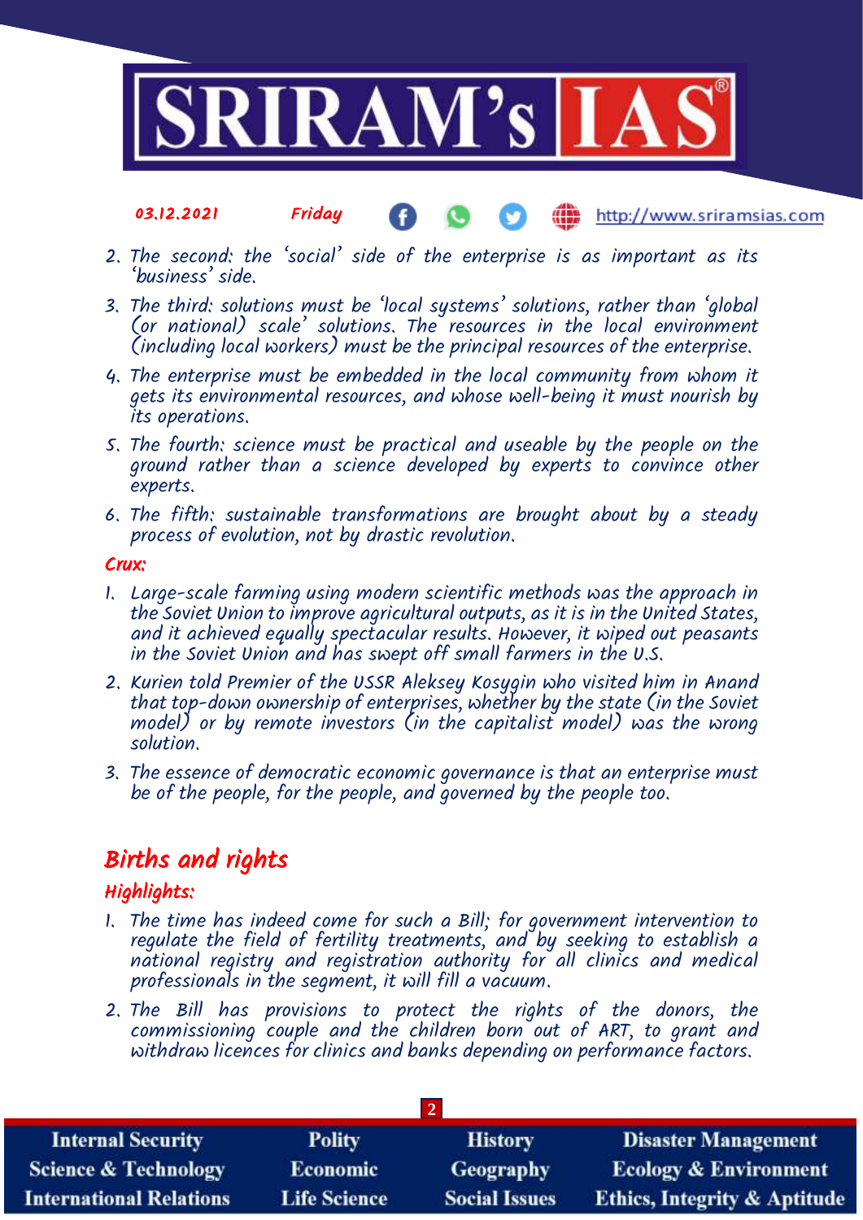2. The second: the 'social' side of the enterprise is as important as its 'business' side.
3. The third: solutions must be 'local systems' solutions, rather than 'global (or national) scale' solutions. The resources in the local environment (including local workers) must be the principal resources of the enterprise.
4. The enterprise must be embedded in the local community from whom it gets its environmental resources, and whose well-being it must nourish by its operations.
5. The fourth: science must be practical and useable by the people on the ground rather than a science developed by experts to convince other experts.
6. The fifth: sustainable transformations are brought about by a steady process of evolution, not by drastic revolution.

*Crux:*

1. Large-scale farming using modern scientific methods was the approach in the Soviet Union to improve agricultural outputs, as it is in the United States, and it achieved equally spectacular results. However, it wiped out peasants in the Soviet Union and has swept off small farmers in the U.S.
2. Kurien told Premier of the USSR Aleksey Kosygin who visited him in Anand that top-down ownership of enterprises, whether by the state (in the Soviet model) or by remote investors (in the capitalist model) was the wrong solution.
3. The essence of democratic economic governance is that an enterprise must be of the people, for the people, and governed by the people too.

## Births and rights

### Highlights:

1. The time has indeed come for such a Bill; for government intervention to regulate the field of fertility treatments, and by seeking to establish a national registry and registration authority for all clinics and medical professionals in the segment, it will fill a vacuum.
2. The Bill has provisions to protect the rights of the donors, the commissioning couple and the children born out of ART, to grant and withdraw licences for clinics and banks depending on performance factors.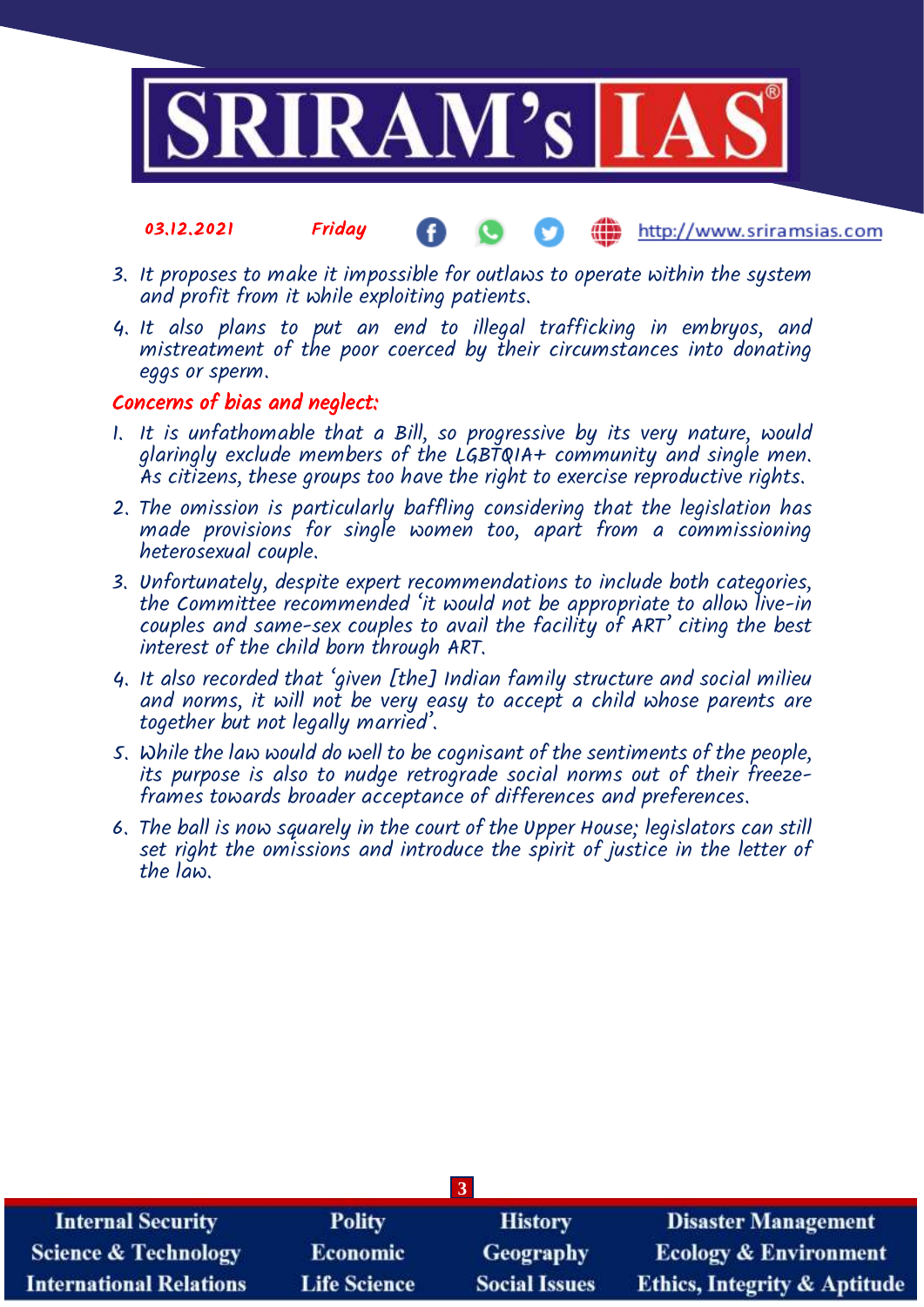3. It proposes to make it impossible for outlaws to operate within the system and profit from it while exploiting patients.
4. It also plans to put an end to illegal trafficking in embryos, and mistreatment of the poor coerced by their circumstances into donating eggs or sperm.

## Concerns of bias and neglect:

1. It is unfathomable that a Bill, so progressive by its very nature, would glaringly exclude members of the LGBTQIA+ community and single men. As citizens, these groups too have the right to exercise reproductive rights.
2. The omission is particularly baffling considering that the legislation has made provisions for single women too, apart from a commissioning heterosexual couple.
3. Unfortunately, despite expert recommendations to include both categories, the Committee recommended 'it would not be appropriate to allow live-in couples and same-sex couples to avail the facility of ART' citing the best interest of the child born through ART.
4. It also recorded that 'given [the] Indian family structure and social milieu and norms, it will not be very easy to accept a child whose parents are together but not legally married'.
5. While the law would do well to be cognisant of the sentiments of the people, its purpose is also to nudge retrograde social norms out of their freeze-frames towards broader acceptance of differences and preferences.
6. The ball is now squarely in the court of the Upper House; legislators can still set right the omissions and introduce the spirit of justice in the letter of the law.